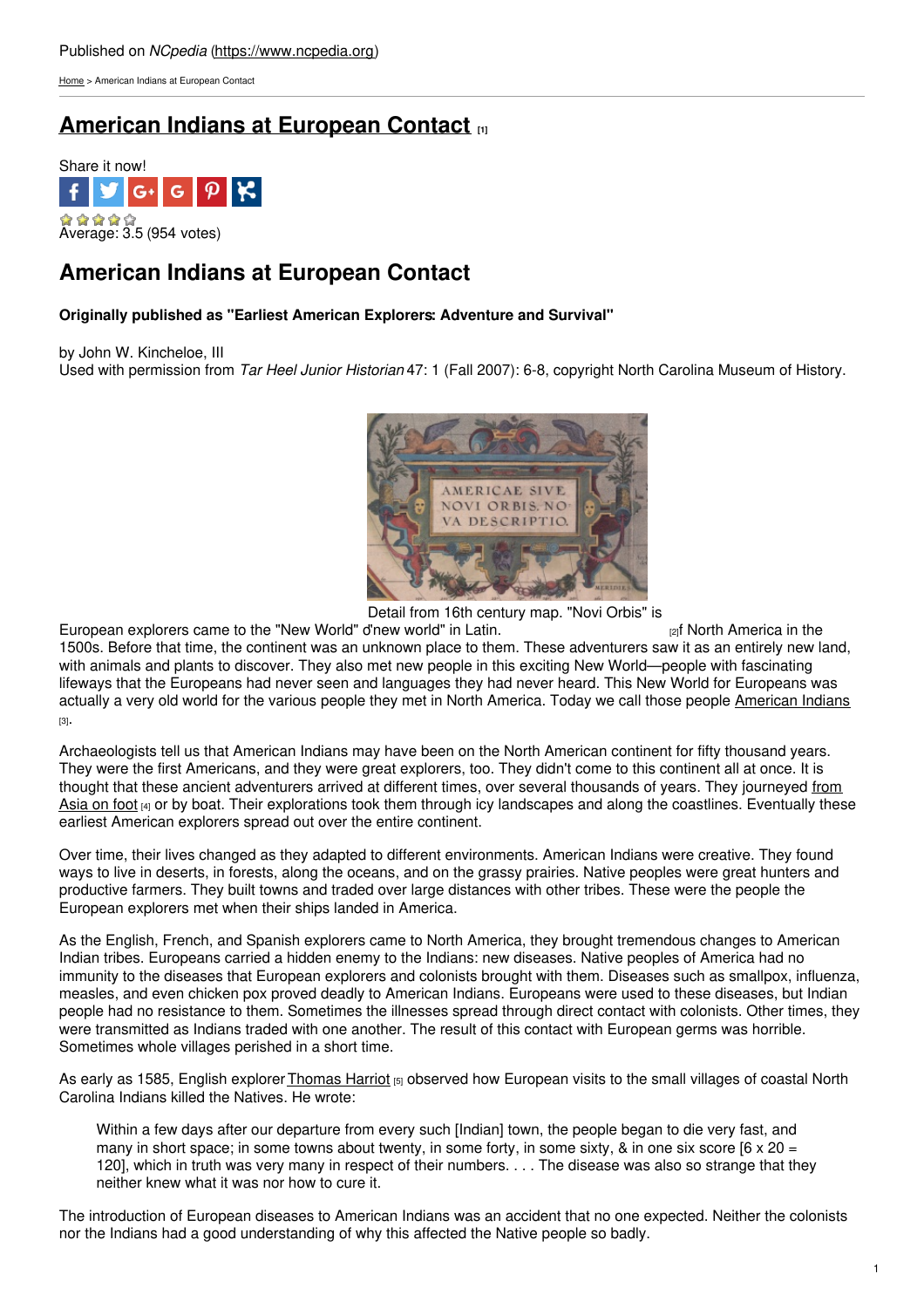Published on *NCpedia* (https://www.ncpedia.org)

Home > American Indians at European Contact

# American Indians at European Contact [1]

Share it now!

Average: 3.5 (954 votes)

## American Indians at European Contact

**Originally published as "Earliest American Explorers: Adventure and Survival"**

by John W. Kincheloe, III
Used with permission from *Tar Heel Junior Historian* 47: 1 (Fall 2007): 6-8, copyright North Carolina Museum of History.

Detail from 16th century map. "Novi Orbis" is "new world" in Latin. [2]

European explorers came to the "New World" of North America in the 1500s. Before that time, the continent was an unknown place to them. These adventurers saw it as an entirely new land, with animals and plants to discover. They also met new people in this exciting New World—people with fascinating lifeways that the Europeans had never seen and languages they had never heard. This New World for Europeans was actually a very old world for the various people they met in North America. Today we call those people American Indians [3].

Archaeologists tell us that American Indians may have been on the North American continent for fifty thousand years. They were the first Americans, and they were great explorers, too. They didn't come to this continent all at once. It is thought that these ancient adventurers arrived at different times, over several thousands of years. They journeyed from Asia on foot [4] or by boat. Their explorations took them through icy landscapes and along the coastlines. Eventually these earliest American explorers spread out over the entire continent.

Over time, their lives changed as they adapted to different environments. American Indians were creative. They found ways to live in deserts, in forests, along the oceans, and on the grassy prairies. Native peoples were great hunters and productive farmers. They built towns and traded over large distances with other tribes. These were the people the European explorers met when their ships landed in America.

As the English, French, and Spanish explorers came to North America, they brought tremendous changes to American Indian tribes. Europeans carried a hidden enemy to the Indians: new diseases. Native peoples of America had no immunity to the diseases that European explorers and colonists brought with them. Diseases such as smallpox, influenza, measles, and even chicken pox proved deadly to American Indians. Europeans were used to these diseases, but Indian people had no resistance to them. Sometimes the illnesses spread through direct contact with colonists. Other times, they were transmitted as Indians traded with one another. The result of this contact with European germs was horrible. Sometimes whole villages perished in a short time.

As early as 1585, English explorer Thomas Harriot [5] observed how European visits to the small villages of coastal North Carolina Indians killed the Natives. He wrote:

> Within a few days after our departure from every such [Indian] town, the people began to die very fast, and many in short space; in some towns about twenty, in some forty, in some sixty, & in one six score [6 x 20 = 120], which in truth was very many in respect of their numbers. . . . The disease was also so strange that they neither knew what it was nor how to cure it.

The introduction of European diseases to American Indians was an accident that no one expected. Neither the colonists nor the Indians had a good understanding of why this affected the Native people so badly.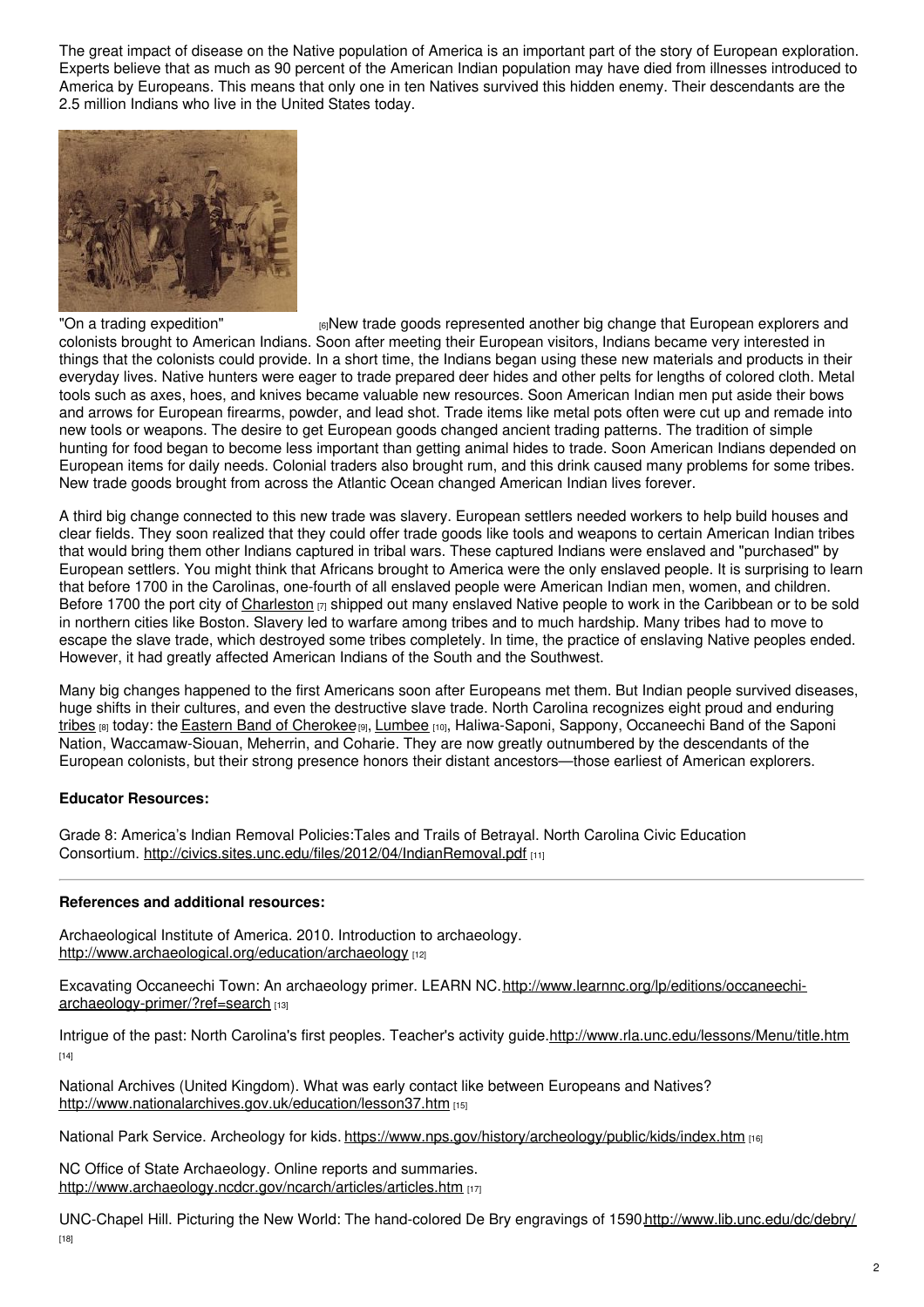The great impact of disease on the Native population of America is an important part of the story of European exploration. Experts believe that as much as 90 percent of the American Indian population may have died from illnesses introduced to America by Europeans. This means that only one in ten Natives survived this hidden enemy. Their descendants are the 2.5 million Indians who live in the United States today.

"On a trading expedition" [6]

New trade goods represented another big change that European explorers and colonists brought to American Indians. Soon after meeting their European visitors, Indians became very interested in things that the colonists could provide. In a short time, the Indians began using these new materials and products in their everyday lives. Native hunters were eager to trade prepared deer hides and other pelts for lengths of colored cloth. Metal tools such as axes, hoes, and knives became valuable new resources. Soon American Indian men put aside their bows and arrows for European firearms, powder, and lead shot. Trade items like metal pots often were cut up and remade into new tools or weapons. The desire to get European goods changed ancient trading patterns. The tradition of simple hunting for food began to become less important than getting animal hides to trade. Soon American Indians depended on European items for daily needs. Colonial traders also brought rum, and this drink caused many problems for some tribes. New trade goods brought from across the Atlantic Ocean changed American Indian lives forever.

A third big change connected to this new trade was slavery. European settlers needed workers to help build houses and clear fields. They soon realized that they could offer trade goods like tools and weapons to certain American Indian tribes that would bring them other Indians captured in tribal wars. These captured Indians were enslaved and "purchased" by European settlers. You might think that Africans brought to America were the only enslaved people. It is surprising to learn that before 1700 in the Carolinas, one-fourth of all enslaved people were American Indian men, women, and children. Before 1700 the port city of Charleston [7] shipped out many enslaved Native people to work in the Caribbean or to be sold in northern cities like Boston. Slavery led to warfare among tribes and to much hardship. Many tribes had to move to escape the slave trade, which destroyed some tribes completely. In time, the practice of enslaving Native peoples ended. However, it had greatly affected American Indians of the South and the Southwest.

Many big changes happened to the first Americans soon after Europeans met them. But Indian people survived diseases, huge shifts in their cultures, and even the destructive slave trade. North Carolina recognizes eight proud and enduring tribes [8] today: the Eastern Band of Cherokee [9], Lumbee [10], Haliwa-Saponi, Sappony, Occaneechi Band of the Saponi Nation, Waccamaw-Siouan, Meherrin, and Coharie. They are now greatly outnumbered by the descendants of the European colonists, but their strong presence honors their distant ancestors—those earliest of American explorers.

**Educator Resources:**

Grade 8: America's Indian Removal Policies:Tales and Trails of Betrayal. North Carolina Civic Education Consortium. http://civics.sites.unc.edu/files/2012/04/IndianRemoval.pdf [11]

---

**References and additional resources:**

Archaeological Institute of America. 2010. Introduction to archaeology. http://www.archaeological.org/education/archaeology [12]

Excavating Occaneechi Town: An archaeology primer. LEARN NC. http://www.learnnc.org/lp/editions/occaneechi-archaeology-primer/?ref=search [13]

Intrigue of the past: North Carolina's first peoples. Teacher's activity guide. http://www.rla.unc.edu/lessons/Menu/title.htm [14]

National Archives (United Kingdom). What was early contact like between Europeans and Natives? http://www.nationalarchives.gov.uk/education/lesson37.htm [15]

National Park Service. Archeology for kids. https://www.nps.gov/history/archeology/public/kids/index.htm [16]

NC Office of State Archaeology. Online reports and summaries. http://www.archaeology.ncdcr.gov/ncarch/articles/articles.htm [17]

UNC-Chapel Hill. Picturing the New World: The hand-colored De Bry engravings of 1590. http://www.lib.unc.edu/dc/debry/ [18]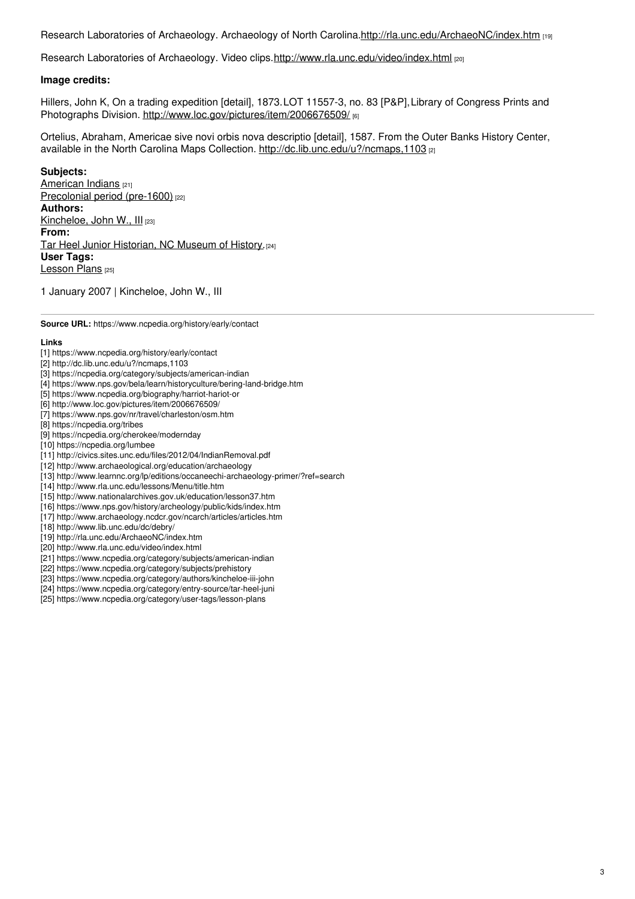Research Laboratories of Archaeology. Archaeology of North Carolina. http://rla.unc.edu/ArchaeoNC/index.htm [19]

Research Laboratories of Archaeology. Video clips. http://www.rla.unc.edu/video/index.html [20]

**Image credits:**

Hillers, John K, On a trading expedition [detail], 1873. LOT 11557-3, no. 83 [P&P], Library of Congress Prints and Photographs Division. http://www.loc.gov/pictures/item/2006676509/ [6]

Ortelius, Abraham, Americae sive novi orbis nova descriptio [detail], 1587. From the Outer Banks History Center, available in the North Carolina Maps Collection. http://dc.lib.unc.edu/u?/ncmaps,1103 [2]

**Subjects:**
American Indians [21]
Precolonial period (pre-1600) [22]
**Authors:**
Kincheloe, John W., III [23]
**From:**
Tar Heel Junior Historian, NC Museum of History. [24]
**User Tags:**
Lesson Plans [25]

1 January 2007 | Kincheloe, John W., III

**Source URL:** https://www.ncpedia.org/history/early/contact

**Links**

[1] https://www.ncpedia.org/history/early/contact
[2] http://dc.lib.unc.edu/u?/ncmaps,1103
[3] https://ncpedia.org/category/subjects/american-indian
[4] https://www.nps.gov/bela/learn/historyculture/bering-land-bridge.htm
[5] https://www.ncpedia.org/biography/harriot-hariot-or
[6] http://www.loc.gov/pictures/item/2006676509/
[7] https://www.nps.gov/nr/travel/charleston/osm.htm
[8] https://ncpedia.org/tribes
[9] https://ncpedia.org/cherokee/modernday
[10] https://ncpedia.org/lumbee
[11] http://civics.sites.unc.edu/files/2012/04/IndianRemoval.pdf
[12] http://www.archaeological.org/education/archaeology
[13] http://www.learnnc.org/lp/editions/occaneechi-archaeology-primer/?ref=search
[14] http://www.rla.unc.edu/lessons/Menu/title.htm
[15] http://www.nationalarchives.gov.uk/education/lesson37.htm
[16] https://www.nps.gov/history/archeology/public/kids/index.htm
[17] http://www.archaeology.ncdcr.gov/ncarch/articles/articles.htm
[18] http://www.lib.unc.edu/dc/debry/
[19] http://rla.unc.edu/ArchaeoNC/index.htm
[20] http://www.rla.unc.edu/video/index.html
[21] https://www.ncpedia.org/category/subjects/american-indian
[22] https://www.ncpedia.org/category/subjects/prehistory
[23] https://www.ncpedia.org/category/authors/kincheloe-iii-john
[24] https://www.ncpedia.org/category/entry-source/tar-heel-juni
[25] https://www.ncpedia.org/category/user-tags/lesson-plans